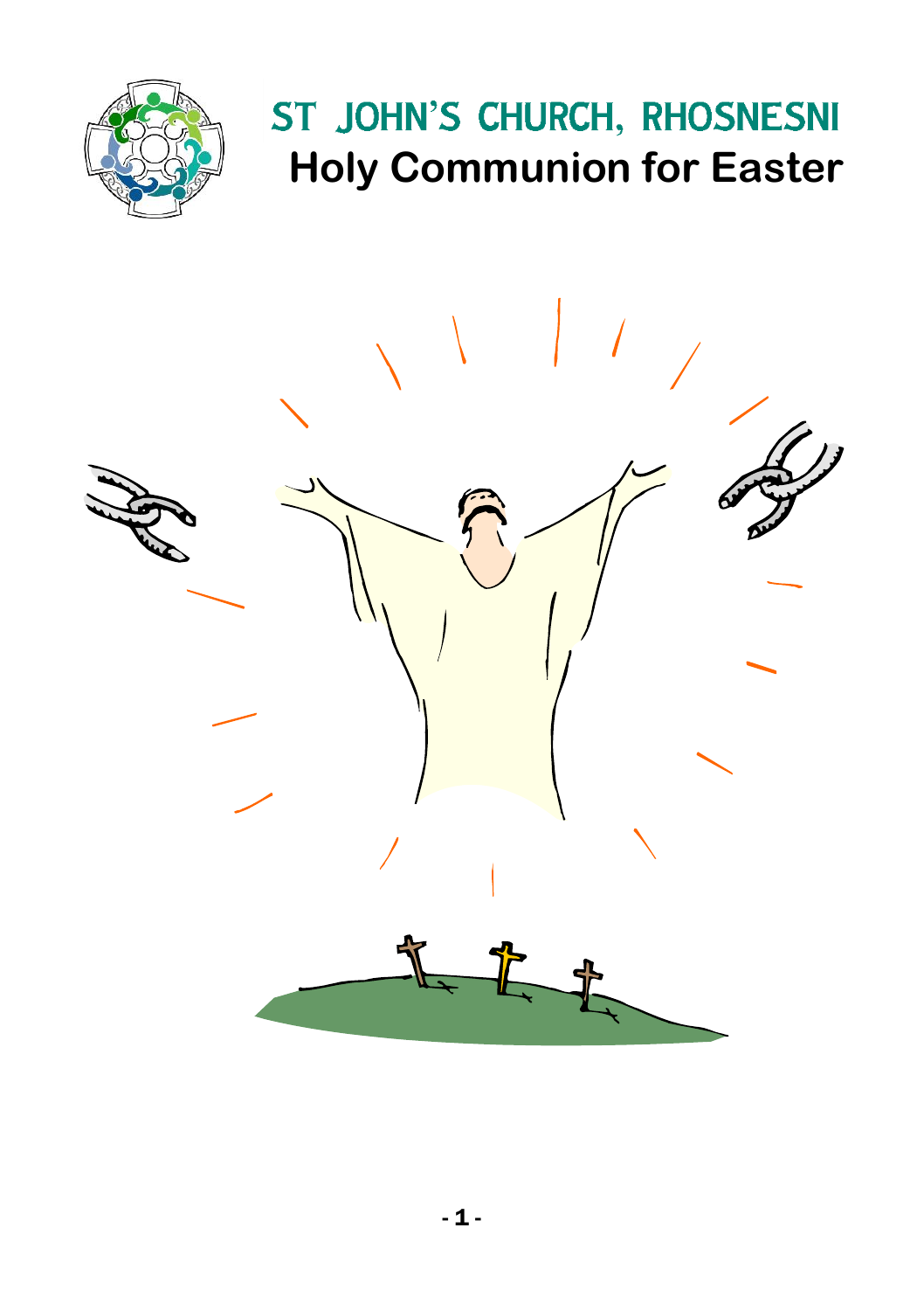# ST JOHN'S CHURCH, RHOSNESNI

## Holy Communion for Easter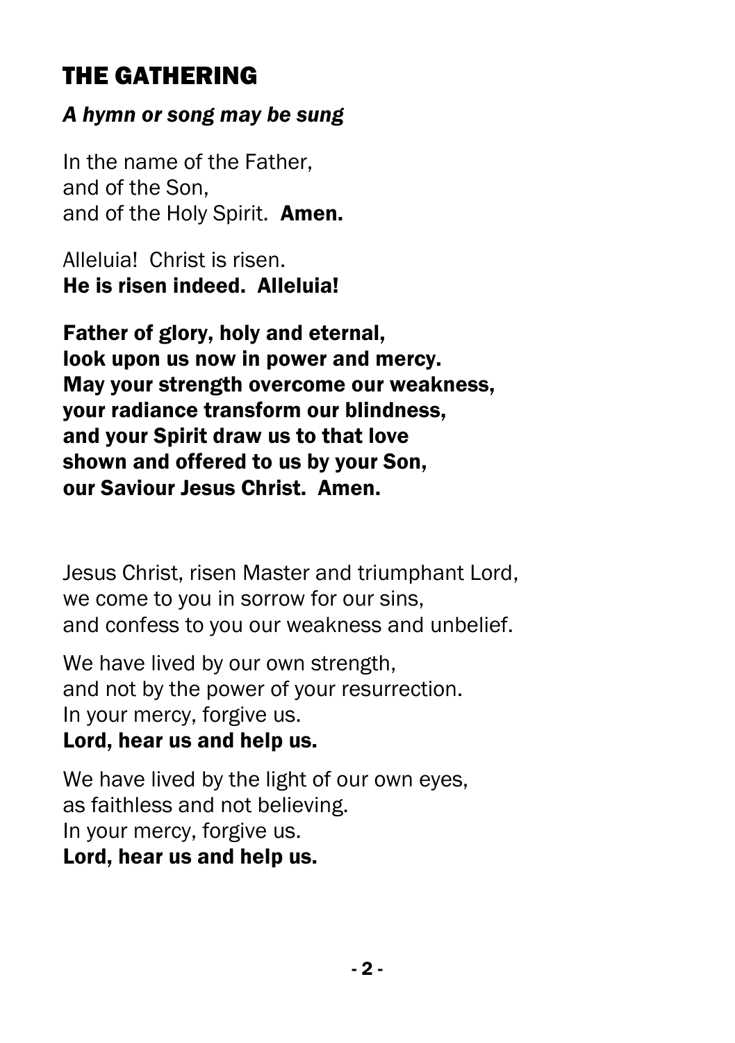# THE GATHERING

***A hymn or song may be sung***

In the name of the Father,
and of the Son,
and of the Holy Spirit. **Amen.**

Alleluia! Christ is risen.
**He is risen indeed. Alleluia!**

**Father of glory, holy and eternal,**
**look upon us now in power and mercy.**
**May your strength overcome our weakness,**
**your radiance transform our blindness,**
**and your Spirit draw us to that love**
**shown and offered to us by your Son,**
**our Saviour Jesus Christ. Amen.**

Jesus Christ, risen Master and triumphant Lord,
we come to you in sorrow for our sins,
and confess to you our weakness and unbelief.

We have lived by our own strength,
and not by the power of your resurrection.
In your mercy, forgive us.
**Lord, hear us and help us.**

We have lived by the light of our own eyes,
as faithless and not believing.
In your mercy, forgive us.
**Lord, hear us and help us.**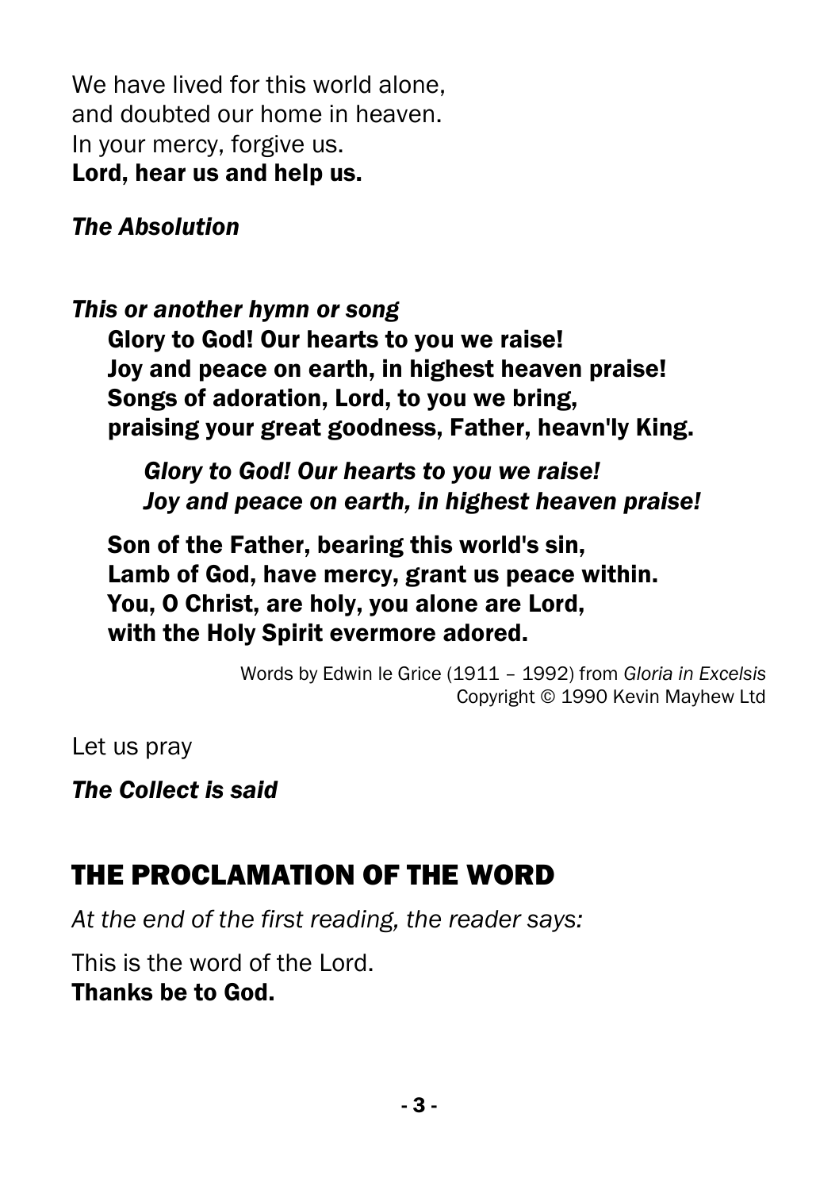We have lived for this world alone,
and doubted our home in heaven.
In your mercy, forgive us.
**Lord, hear us and help us.**

***The Absolution***

***This or another hymn or song***

**Glory to God! Our hearts to you we raise!**
**Joy and peace on earth, in highest heaven praise!**
**Songs of adoration, Lord, to you we bring,**
**praising your great goodness, Father, heavn'ly King.**

> ***Glory to God! Our hearts to you we raise!***
> ***Joy and peace on earth, in highest heaven praise!***

**Son of the Father, bearing this world's sin,**
**Lamb of God, have mercy, grant us peace within.**
**You, O Christ, are holy, you alone are Lord,**
**with the Holy Spirit evermore adored.**

Words by Edwin le Grice (1911 – 1992) from *Gloria in Excelsis*
Copyright © 1990 Kevin Mayhew Ltd

Let us pray

***The Collect is said***

## THE PROCLAMATION OF THE WORD

*At the end of the first reading, the reader says:*

This is the word of the Lord.
**Thanks be to God.**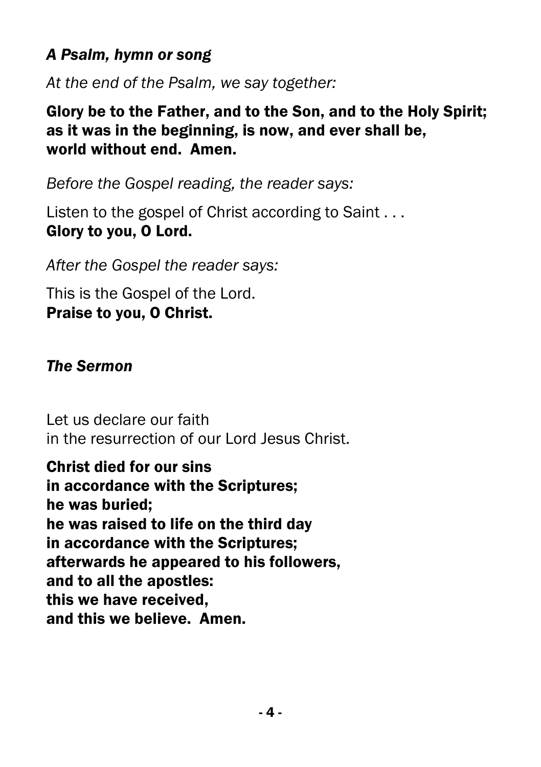***A Psalm, hymn or song***

*At the end of the Psalm, we say together:*

**Glory be to the Father, and to the Son, and to the Holy Spirit;
as it was in the beginning, is now, and ever shall be,
world without end. Amen.**

*Before the Gospel reading, the reader says:*

Listen to the gospel of Christ according to Saint . . .
**Glory to you, O Lord.**

*After the Gospel the reader says:*

This is the Gospel of the Lord.
**Praise to you, O Christ.**

***The Sermon***

Let us declare our faith
in the resurrection of our Lord Jesus Christ.

**Christ died for our sins
in accordance with the Scriptures;
he was buried;
he was raised to life on the third day
in accordance with the Scriptures;
afterwards he appeared to his followers,
and to all the apostles:
this we have received,
and this we believe. Amen.**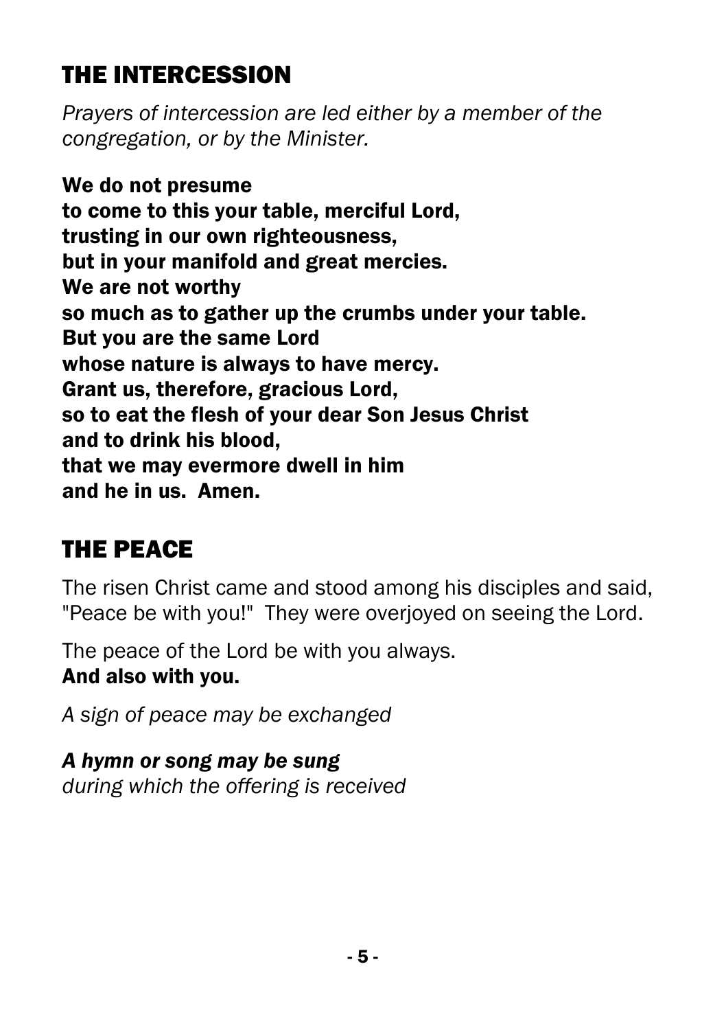## THE INTERCESSION

*Prayers of intercession are led either by a member of the congregation, or by the Minister.*

**We do not presume**
**to come to this your table, merciful Lord,**
**trusting in our own righteousness,**
**but in your manifold and great mercies.**
**We are not worthy**
**so much as to gather up the crumbs under your table.**
**But you are the same Lord**
**whose nature is always to have mercy.**
**Grant us, therefore, gracious Lord,**
**so to eat the flesh of your dear Son Jesus Christ**
**and to drink his blood,**
**that we may evermore dwell in him**
**and he in us. Amen.**

## THE PEACE

The risen Christ came and stood among his disciples and said, "Peace be with you!" They were overjoyed on seeing the Lord.

The peace of the Lord be with you always.
**And also with you.**

*A sign of peace may be exchanged*

***A hymn or song may be sung***
*during which the offering is received*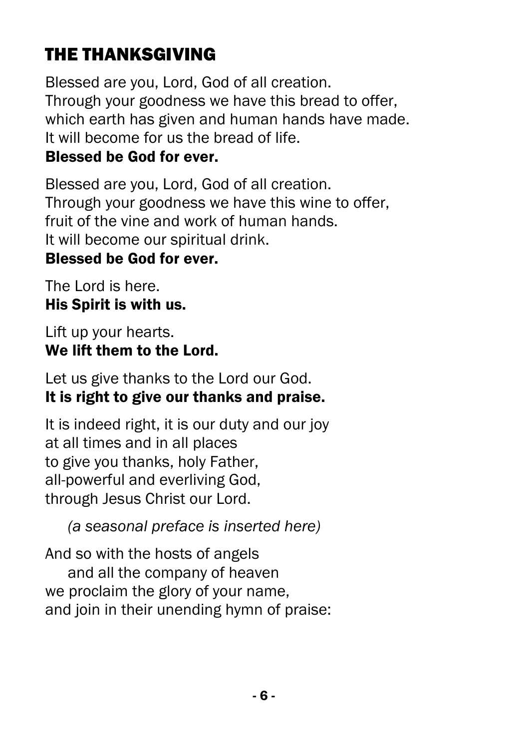## THE THANKSGIVING

Blessed are you, Lord, God of all creation.
Through your goodness we have this bread to offer,
which earth has given and human hands have made.
It will become for us the bread of life.
**Blessed be God for ever.**

Blessed are you, Lord, God of all creation.
Through your goodness we have this wine to offer,
fruit of the vine and work of human hands.
It will become our spiritual drink.
**Blessed be God for ever.**

The Lord is here.
**His Spirit is with us.**

Lift up your hearts.
**We lift them to the Lord.**

Let us give thanks to the Lord our God.
**It is right to give our thanks and praise.**

It is indeed right, it is our duty and our joy
at all times and in all places
to give you thanks, holy Father,
all-powerful and everliving God,
through Jesus Christ our Lord.

*(a seasonal preface is inserted here)*

And so with the hosts of angels
and all the company of heaven
we proclaim the glory of your name,
and join in their unending hymn of praise: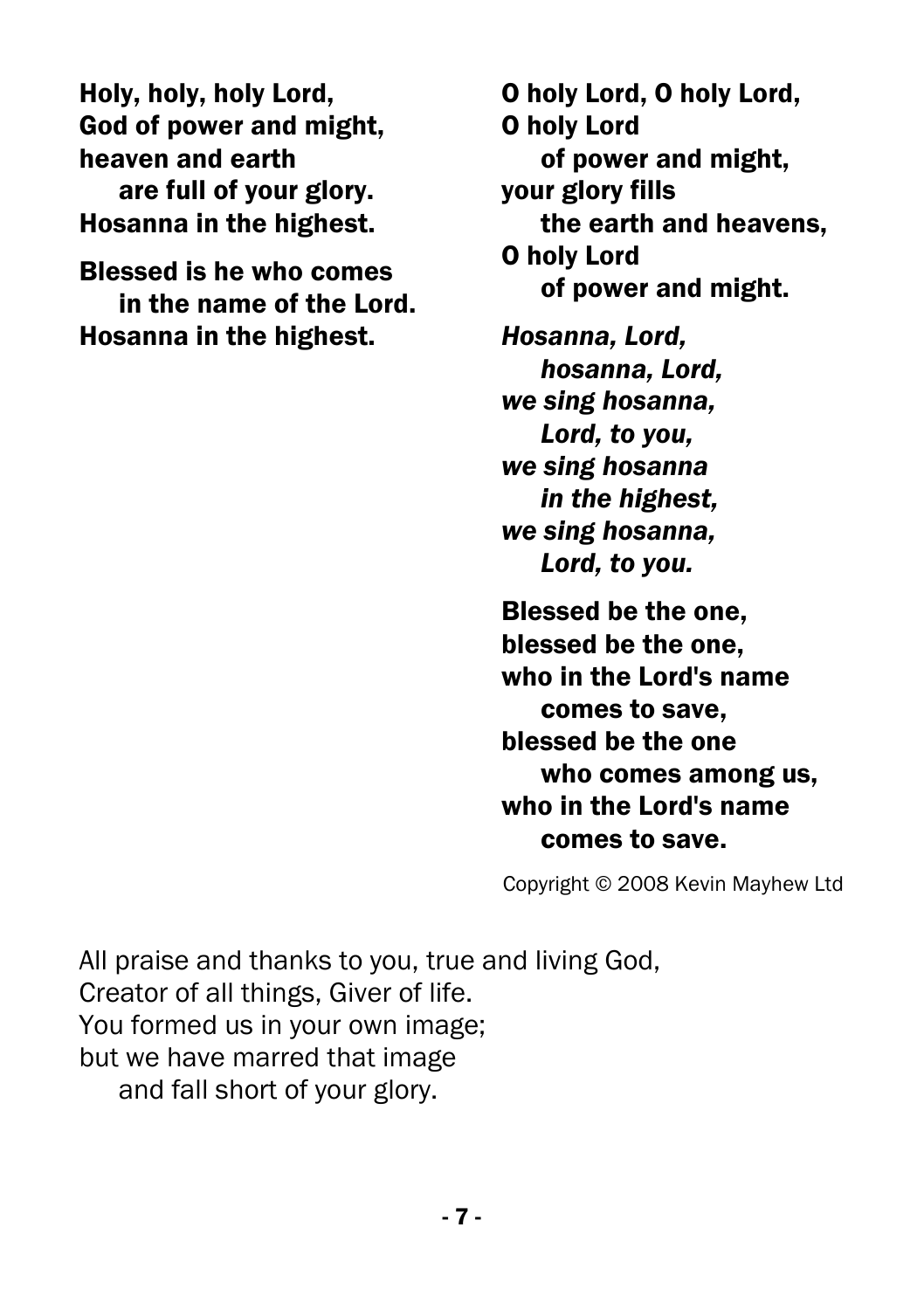**Holy, holy, holy Lord,**
**God of power and might,**
**heaven and earth**
**are full of your glory.**
**Hosanna in the highest.**

**Blessed is he who comes**
**in the name of the Lord.**
**Hosanna in the highest.**

**O holy Lord, O holy Lord,**
**O holy Lord**
**of power and might,**
**your glory fills**
**the earth and heavens,**
**O holy Lord**
**of power and might.**

***Hosanna, Lord,***
***hosanna, Lord,***
***we sing hosanna,***
***Lord, to you,***
***we sing hosanna***
***in the highest,***
***we sing hosanna,***
***Lord, to you.***

**Blessed be the one,**
**blessed be the one,**
**who in the Lord's name**
**comes to save,**
**blessed be the one**
**who comes among us,**
**who in the Lord's name**
**comes to save.**

Copyright © 2008 Kevin Mayhew Ltd

All praise and thanks to you, true and living God,
Creator of all things, Giver of life.
You formed us in your own image;
but we have marred that image
and fall short of your glory.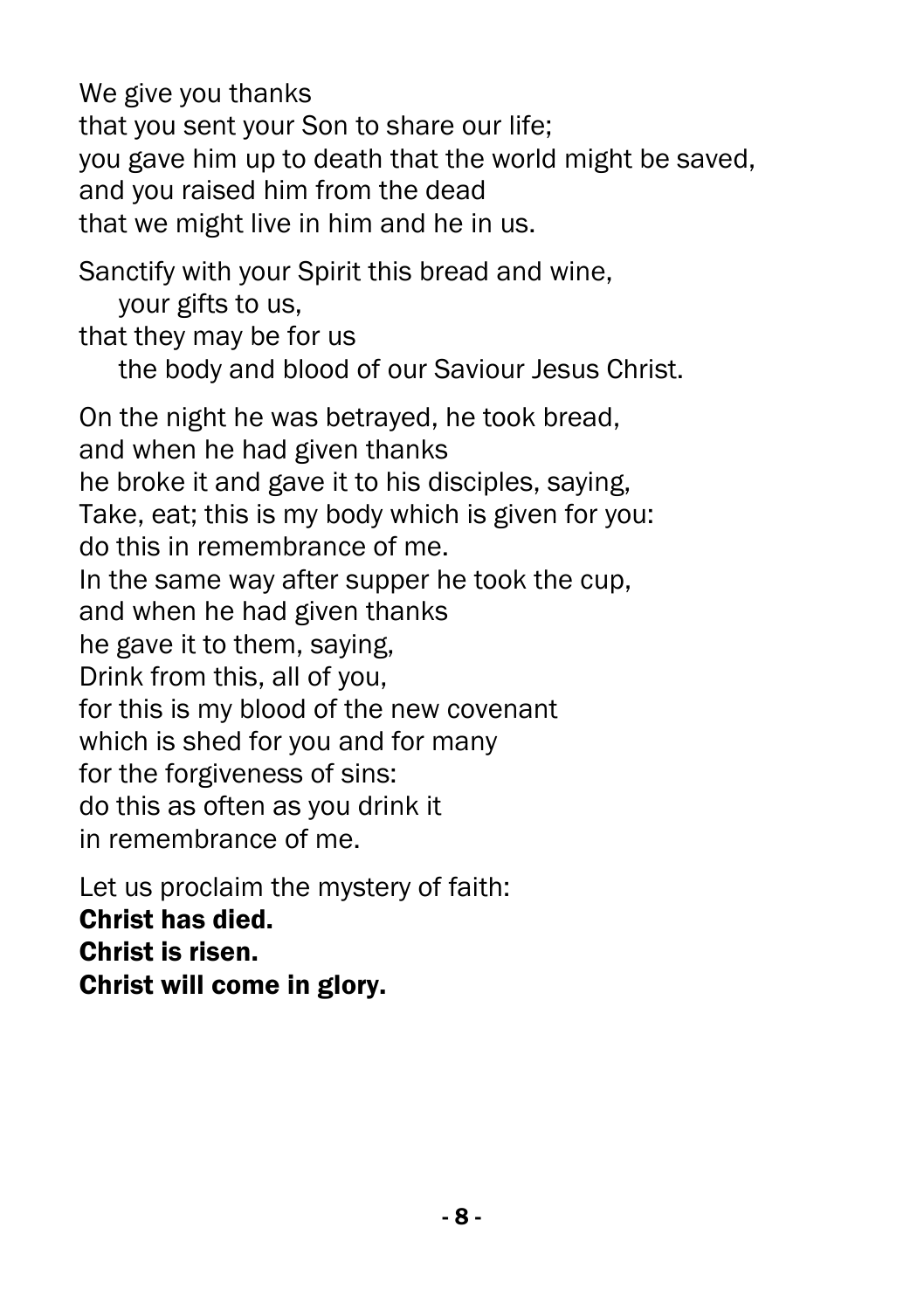We give you thanks  
that you sent your Son to share our life;  
you gave him up to death that the world might be saved,  
and you raised him from the dead  
that we might live in him and he in us.

Sanctify with your Spirit this bread and wine,  
    your gifts to us,  
that they may be for us  
    the body and blood of our Saviour Jesus Christ.

On the night he was betrayed, he took bread,  
and when he had given thanks  
he broke it and gave it to his disciples, saying,  
Take, eat; this is my body which is given for you:  
do this in remembrance of me.  
In the same way after supper he took the cup,  
and when he had given thanks  
he gave it to them, saying,  
Drink from this, all of you,  
for this is my blood of the new covenant  
which is shed for you and for many  
for the forgiveness of sins:  
do this as often as you drink it  
in remembrance of me.

Let us proclaim the mystery of faith:  
**Christ has died.**  
**Christ is risen.**  
**Christ will come in glory.**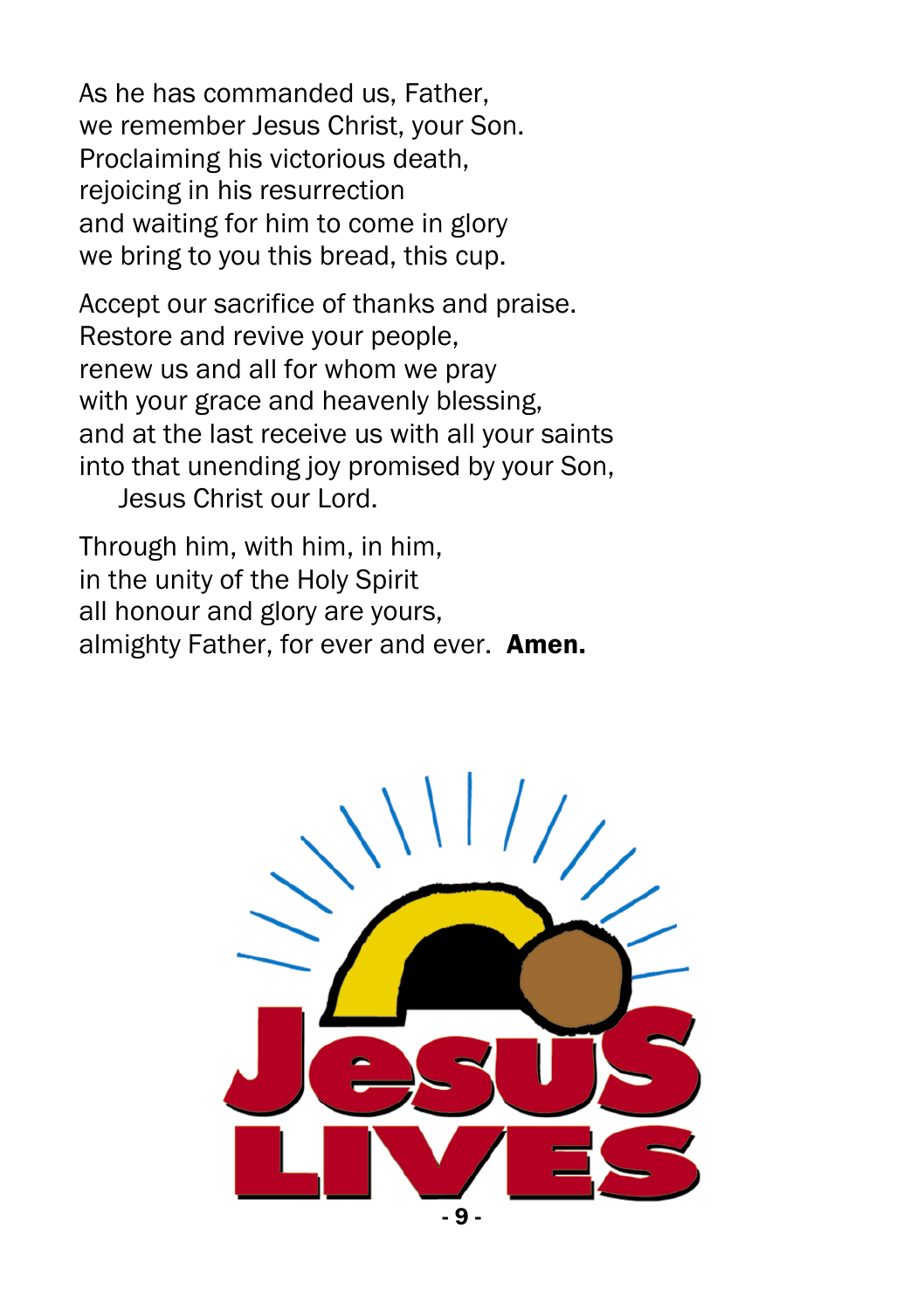As he has commanded us, Father,
we remember Jesus Christ, your Son.
Proclaiming his victorious death,
rejoicing in his resurrection
and waiting for him to come in glory
we bring to you this bread, this cup.

Accept our sacrifice of thanks and praise.
Restore and revive your people,
renew us and all for whom we pray
with your grace and heavenly blessing,
and at the last receive us with all your saints
into that unending joy promised by your Son,
  Jesus Christ our Lord.

Through him, with him, in him,
in the unity of the Holy Spirit
all honour and glory are yours,
almighty Father, for ever and ever. **Amen.**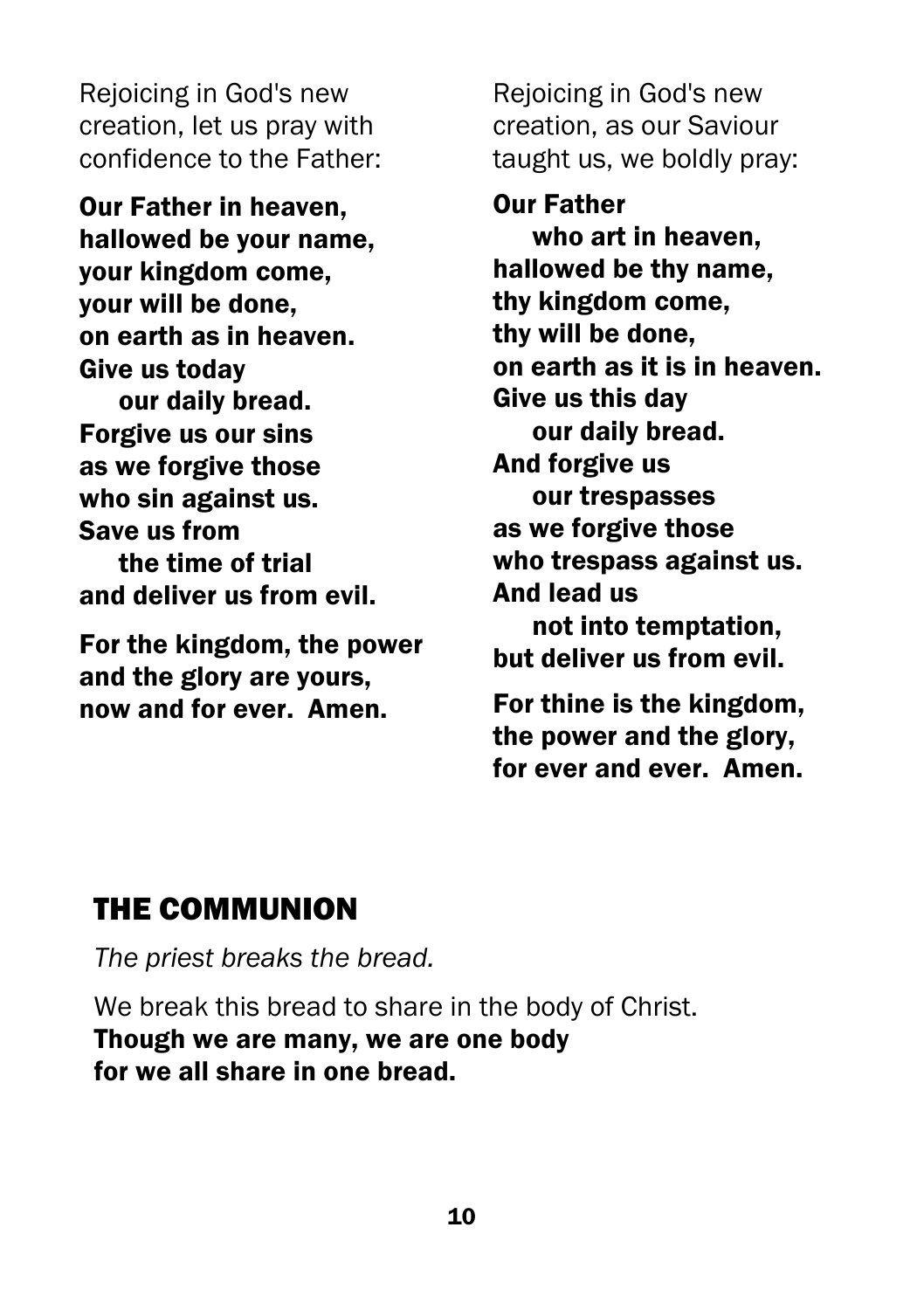Rejoicing in God's new creation, let us pray with confidence to the Father:

**Our Father in heaven,**
**hallowed be your name,**
**your kingdom come,**
**your will be done,**
**on earth as in heaven.**
**Give us today**
**our daily bread.**
**Forgive us our sins**
**as we forgive those**
**who sin against us.**
**Save us from**
**the time of trial**
**and deliver us from evil.**

**For the kingdom, the power**
**and the glory are yours,**
**now and for ever. Amen.**

Rejoicing in God's new creation, as our Saviour taught us, we boldly pray:

**Our Father**
**who art in heaven,**
**hallowed be thy name,**
**thy kingdom come,**
**thy will be done,**
**on earth as it is in heaven.**
**Give us this day**
**our daily bread.**
**And forgive us**
**our trespasses**
**as we forgive those**
**who trespass against us.**
**And lead us**
**not into temptation,**
**but deliver us from evil.**

**For thine is the kingdom,**
**the power and the glory,**
**for ever and ever. Amen.**

## THE COMMUNION

*The priest breaks the bread.*

We break this bread to share in the body of Christ.
**Though we are many, we are one body**
**for we all share in one bread.**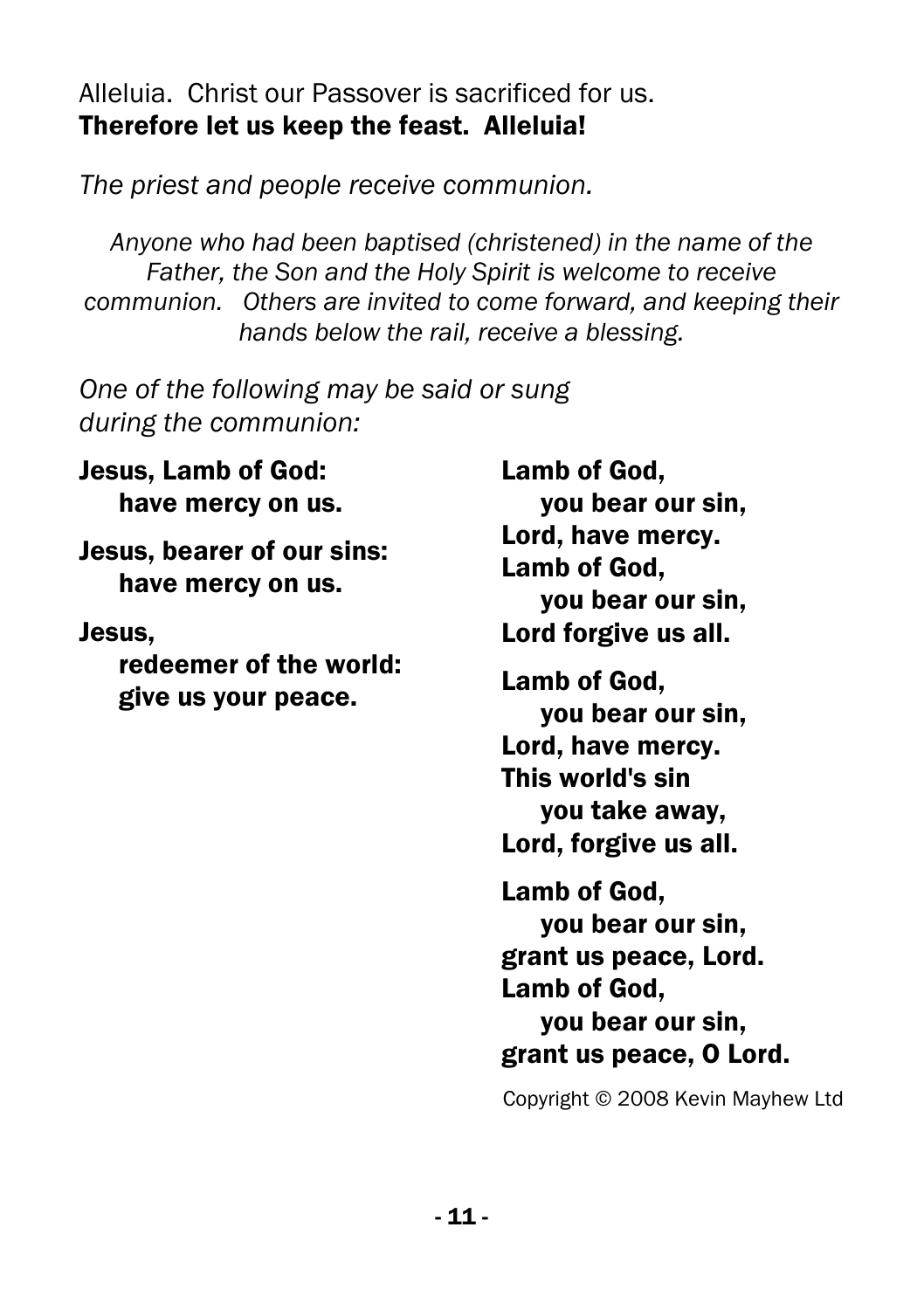Alleluia. Christ our Passover is sacrificed for us.
**Therefore let us keep the feast. Alleluia!**

*The priest and people receive communion.*

*Anyone who had been baptised (christened) in the name of the Father, the Son and the Holy Spirit is welcome to receive communion. Others are invited to come forward, and keeping their hands below the rail, receive a blessing.*

*One of the following may be said or sung during the communion:*

**Jesus, Lamb of God:**
**have mercy on us.**

**Jesus, bearer of our sins:**
**have mercy on us.**

**Jesus,**
**redeemer of the world:**
**give us your peace.**

**Lamb of God,**
**you bear our sin,**
**Lord, have mercy.**
**Lamb of God,**
**you bear our sin,**
**Lord forgive us all.**

**Lamb of God,**
**you bear our sin,**
**Lord, have mercy.**
**This world's sin**
**you take away,**
**Lord, forgive us all.**

**Lamb of God,**
**you bear our sin,**
**grant us peace, Lord.**
**Lamb of God,**
**you bear our sin,**
**grant us peace, O Lord.**

Copyright © 2008 Kevin Mayhew Ltd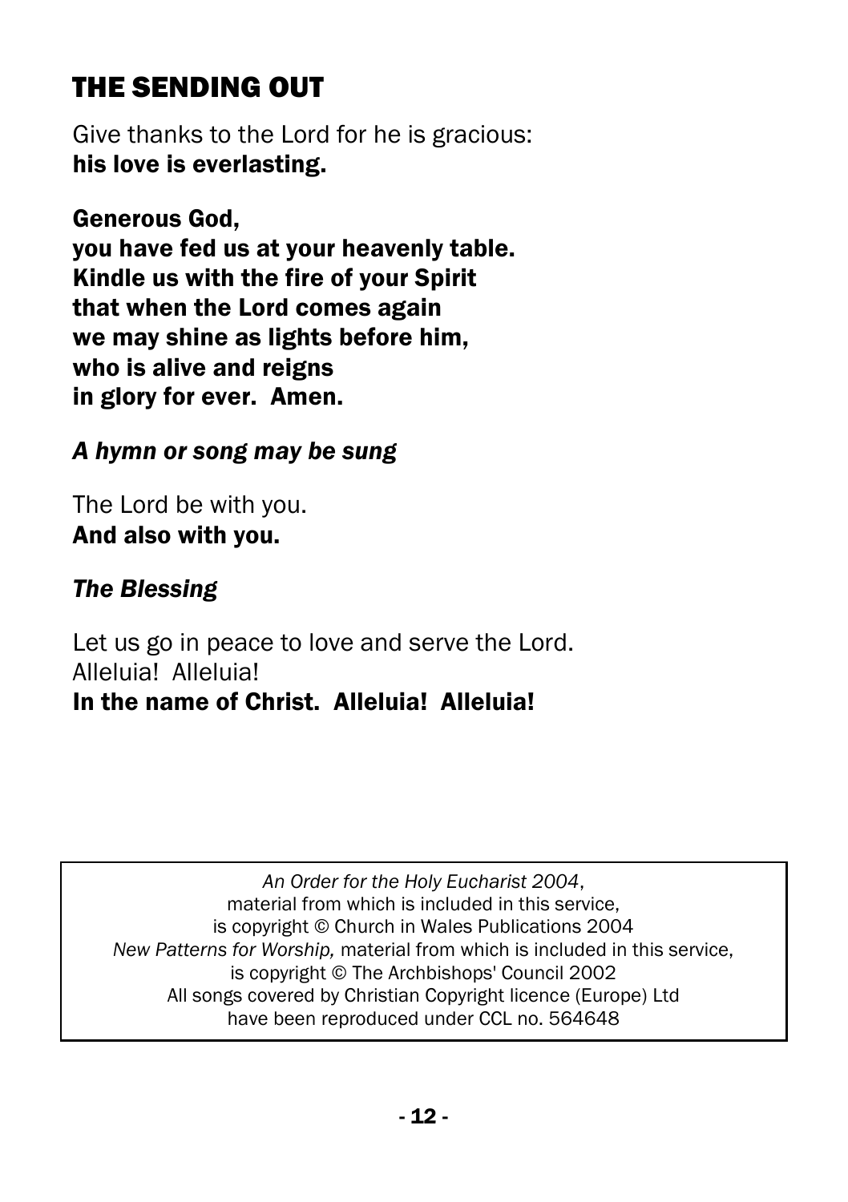## THE SENDING OUT

Give thanks to the Lord for he is gracious:
**his love is everlasting.**

**Generous God,**
**you have fed us at your heavenly table.**
**Kindle us with the fire of your Spirit**
**that when the Lord comes again**
**we may shine as lights before him,**
**who is alive and reigns**
**in glory for ever. Amen.**

***A hymn or song may be sung***

The Lord be with you.
**And also with you.**

***The Blessing***

Let us go in peace to love and serve the Lord.
Alleluia! Alleluia!
**In the name of Christ. Alleluia! Alleluia!**

*An Order for the Holy Eucharist 2004*,
material from which is included in this service,
is copyright © Church in Wales Publications 2004
*New Patterns for Worship,* material from which is included in this service,
is copyright © The Archbishops' Council 2002
All songs covered by Christian Copyright licence (Europe) Ltd
have been reproduced under CCL no. 564648